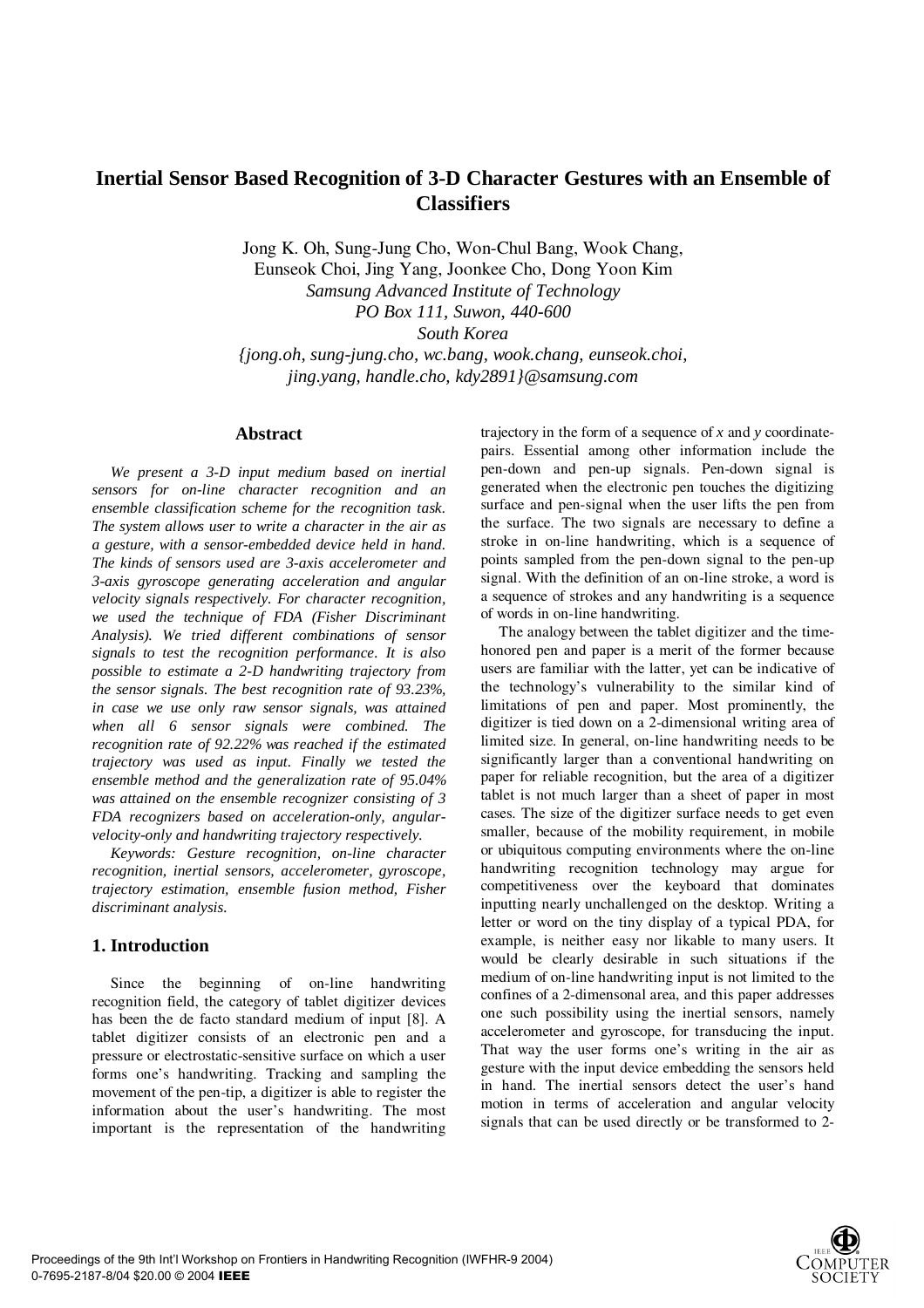# Inertial Sensor Based Recognition of 3-D Character Gestures with an Ensemble of Classifiers

Jong K. Oh, Sung-Jung Cho, Won-Chul Bang, Wook Chang, Eunseok Choi, Jing Yang, Joonkee Cho, Dong Yoon Kim

*Samsung Advanced Institute of Technology*
*PO Box 111, Suwon, 440-600*
*South Korea*
*{jong.oh, sung-jung.cho, wc.bang, wook.chang, eunseok.choi, jing.yang, handle.cho, kdy2891}@samsung.com*

## Abstract

*We present a 3-D input medium based on inertial sensors for on-line character recognition and an ensemble classification scheme for the recognition task. The system allows user to write a character in the air as a gesture, with a sensor-embedded device held in hand. The kinds of sensors used are 3-axis accelerometer and 3-axis gyroscope generating acceleration and angular velocity signals respectively. For character recognition, we used the technique of FDA (Fisher Discriminant Analysis). We tried different combinations of sensor signals to test the recognition performance. It is also possible to estimate a 2-D handwriting trajectory from the sensor signals. The best recognition rate of 93.23%, in case we use only raw sensor signals, was attained when all 6 sensor signals were combined. The recognition rate of 92.22% was reached if the estimated trajectory was used as input. Finally we tested the ensemble method and the generalization rate of 95.04% was attained on the ensemble recognizer consisting of 3 FDA recognizers based on acceleration-only, angular-velocity-only and handwriting trajectory respectively.*

*Keywords: Gesture recognition, on-line character recognition, inertial sensors, accelerometer, gyroscope, trajectory estimation, ensemble fusion method, Fisher discriminant analysis.*

## 1. Introduction

Since the beginning of on-line handwriting recognition field, the category of tablet digitizer devices has been the de facto standard medium of input [8]. A tablet digitizer consists of an electronic pen and a pressure or electrostatic-sensitive surface on which a user forms one's handwriting. Tracking and sampling the movement of the pen-tip, a digitizer is able to register the information about the user's handwriting. The most important is the representation of the handwriting trajectory in the form of a sequence of *x* and *y* coordinate-pairs. Essential among other information include the pen-down and pen-up signals. Pen-down signal is generated when the electronic pen touches the digitizing surface and pen-signal when the user lifts the pen from the surface. The two signals are necessary to define a stroke in on-line handwriting, which is a sequence of points sampled from the pen-down signal to the pen-up signal. With the definition of an on-line stroke, a word is a sequence of strokes and any handwriting is a sequence of words in on-line handwriting.

The analogy between the tablet digitizer and the time-honored pen and paper is a merit of the former because users are familiar with the latter, yet can be indicative of the technology's vulnerability to the similar kind of limitations of pen and paper. Most prominently, the digitizer is tied down on a 2-dimensional writing area of limited size. In general, on-line handwriting needs to be significantly larger than a conventional handwriting on paper for reliable recognition, but the area of a digitizer tablet is not much larger than a sheet of paper in most cases. The size of the digitizer surface needs to get even smaller, because of the mobility requirement, in mobile or ubiquitous computing environments where the on-line handwriting recognition technology may argue for competitiveness over the keyboard that dominates inputting nearly unchallenged on the desktop. Writing a letter or word on the tiny display of a typical PDA, for example, is neither easy nor likable to many users. It would be clearly desirable in such situations if the medium of on-line handwriting input is not limited to the confines of a 2-dimensonal area, and this paper addresses one such possibility using the inertial sensors, namely accelerometer and gyroscope, for transducing the input. That way the user forms one's writing in the air as gesture with the input device embedding the sensors held in hand. The inertial sensors detect the user's hand motion in terms of acceleration and angular velocity signals that can be used directly or be transformed to 2-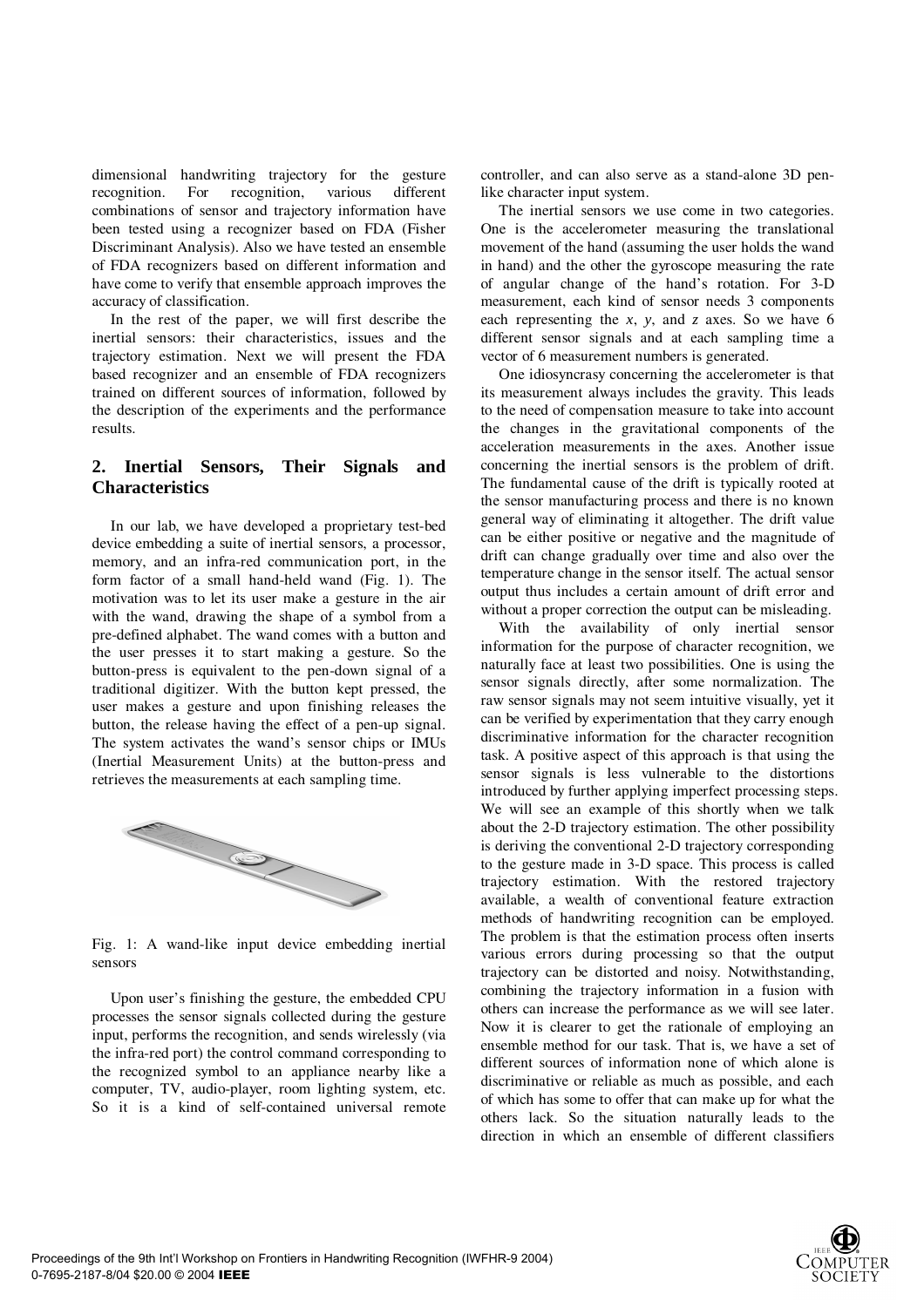dimensional handwriting trajectory for the gesture recognition. For recognition, various different combinations of sensor and trajectory information have been tested using a recognizer based on FDA (Fisher Discriminant Analysis). Also we have tested an ensemble of FDA recognizers based on different information and have come to verify that ensemble approach improves the accuracy of classification.

In the rest of the paper, we will first describe the inertial sensors: their characteristics, issues and the trajectory estimation. Next we will present the FDA based recognizer and an ensemble of FDA recognizers trained on different sources of information, followed by the description of the experiments and the performance results.

## 2. Inertial Sensors, Their Signals and Characteristics

In our lab, we have developed a proprietary test-bed device embedding a suite of inertial sensors, a processor, memory, and an infra-red communication port, in the form factor of a small hand-held wand (Fig. 1). The motivation was to let its user make a gesture in the air with the wand, drawing the shape of a symbol from a pre-defined alphabet. The wand comes with a button and the user presses it to start making a gesture. So the button-press is equivalent to the pen-down signal of a traditional digitizer. With the button kept pressed, the user makes a gesture and upon finishing releases the button, the release having the effect of a pen-up signal. The system activates the wand's sensor chips or IMUs (Inertial Measurement Units) at the button-press and retrieves the measurements at each sampling time.

Fig. 1: A wand-like input device embedding inertial sensors

Upon user's finishing the gesture, the embedded CPU processes the sensor signals collected during the gesture input, performs the recognition, and sends wirelessly (via the infra-red port) the control command corresponding to the recognized symbol to an appliance nearby like a computer, TV, audio-player, room lighting system, etc. So it is a kind of self-contained universal remote controller, and can also serve as a stand-alone 3D pen-like character input system.

The inertial sensors we use come in two categories. One is the accelerometer measuring the translational movement of the hand (assuming the user holds the wand in hand) and the other the gyroscope measuring the rate of angular change of the hand's rotation. For 3-D measurement, each kind of sensor needs 3 components each representing the *x*, *y*, and *z* axes. So we have 6 different sensor signals and at each sampling time a vector of 6 measurement numbers is generated.

One idiosyncrasy concerning the accelerometer is that its measurement always includes the gravity. This leads to the need of compensation measure to take into account the changes in the gravitational components of the acceleration measurements in the axes. Another issue concerning the inertial sensors is the problem of drift. The fundamental cause of the drift is typically rooted at the sensor manufacturing process and there is no known general way of eliminating it altogether. The drift value can be either positive or negative and the magnitude of drift can change gradually over time and also over the temperature change in the sensor itself. The actual sensor output thus includes a certain amount of drift error and without a proper correction the output can be misleading.

With the availability of only inertial sensor information for the purpose of character recognition, we naturally face at least two possibilities. One is using the sensor signals directly, after some normalization. The raw sensor signals may not seem intuitive visually, yet it can be verified by experimentation that they carry enough discriminative information for the character recognition task. A positive aspect of this approach is that using the sensor signals is less vulnerable to the distortions introduced by further applying imperfect processing steps. We will see an example of this shortly when we talk about the 2-D trajectory estimation. The other possibility is deriving the conventional 2-D trajectory corresponding to the gesture made in 3-D space. This process is called trajectory estimation. With the restored trajectory available, a wealth of conventional feature extraction methods of handwriting recognition can be employed. The problem is that the estimation process often inserts various errors during processing so that the output trajectory can be distorted and noisy. Notwithstanding, combining the trajectory information in a fusion with others can increase the performance as we will see later. Now it is clearer to get the rationale of employing an ensemble method for our task. That is, we have a set of different sources of information none of which alone is discriminative or reliable as much as possible, and each of which has some to offer that can make up for what the others lack. So the situation naturally leads to the direction in which an ensemble of different classifiers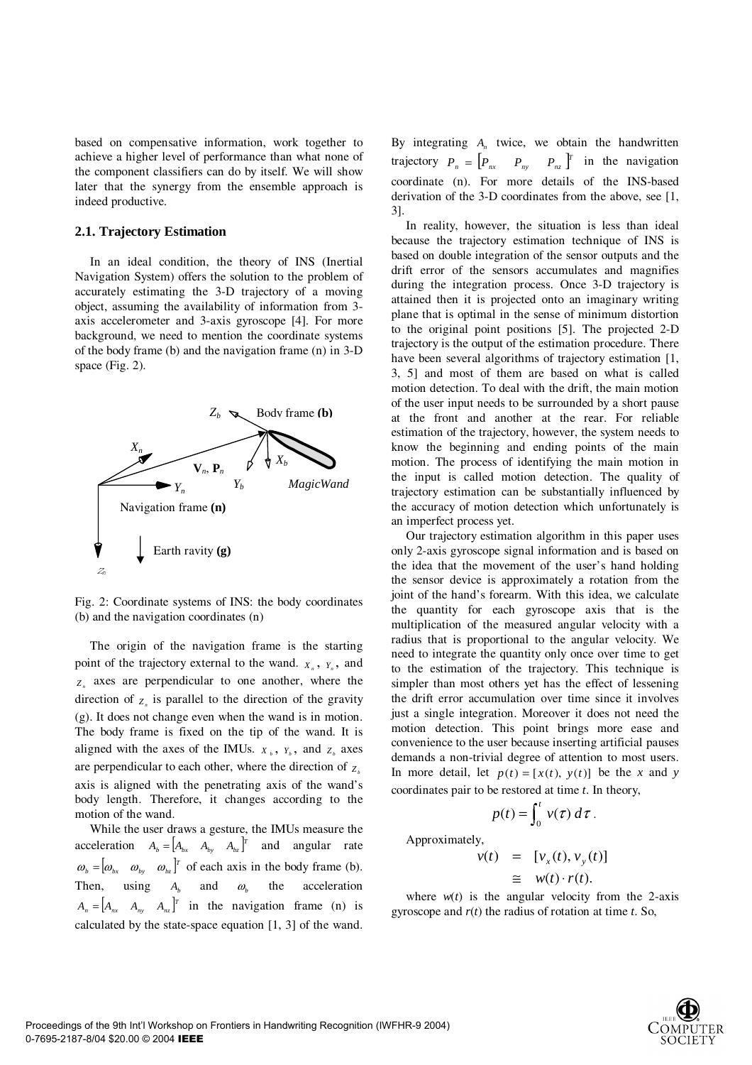based on compensative information, work together to achieve a higher level of performance than what none of the component classifiers can do by itself. We will show later that the synergy from the ensemble approach is indeed productive.

### 2.1. Trajectory Estimation

In an ideal condition, the theory of INS (Inertial Navigation System) offers the solution to the problem of accurately estimating the 3-D trajectory of a moving object, assuming the availability of information from 3-axis accelerometer and 3-axis gyroscope [4]. For more background, we need to mention the coordinate systems of the body frame (b) and the navigation frame (n) in 3-D space (Fig. 2).

Fig. 2: Coordinate systems of INS: the body coordinates (b) and the navigation coordinates (n)

The origin of the navigation frame is the starting point of the trajectory external to the wand. $X_n$, $Y_n$, and $Z_n$ axes are perpendicular to one another, where the direction of $Z_n$ is parallel to the direction of the gravity (g). It does not change even when the wand is in motion. The body frame is fixed on the tip of the wand. It is aligned with the axes of the IMUs. $X_b$, $Y_b$, and $Z_b$ axes are perpendicular to each other, where the direction of $Z_b$ axis is aligned with the penetrating axis of the wand's body length. Therefore, it changes according to the motion of the wand.

While the user draws a gesture, the IMUs measure the acceleration $A_b = [A_{bx} \quad A_{by} \quad A_{bz}]^T$ and angular rate $\omega_b = [\omega_{bx} \quad \omega_{by} \quad \omega_{bz}]^T$ of each axis in the body frame (b). Then, using $A_b$ and $\omega_b$ the acceleration $A_n = [A_{nx} \quad A_{ny} \quad A_{nz}]^T$ in the navigation frame (n) is calculated by the state-space equation [1, 3] of the wand. By integrating $A_n$ twice, we obtain the handwritten trajectory $P_n = [P_{nx} \quad P_{ny} \quad P_{nz}]^T$ in the navigation coordinate (n). For more details of the INS-based derivation of the 3-D coordinates from the above, see [1, 3].

In reality, however, the situation is less than ideal because the trajectory estimation technique of INS is based on double integration of the sensor outputs and the drift error of the sensors accumulates and magnifies during the integration process. Once 3-D trajectory is attained then it is projected onto an imaginary writing plane that is optimal in the sense of minimum distortion to the original point positions [5]. The projected 2-D trajectory is the output of the estimation procedure. There have been several algorithms of trajectory estimation [1, 3, 5] and most of them are based on what is called motion detection. To deal with the drift, the main motion of the user input needs to be surrounded by a short pause at the front and another at the rear. For reliable estimation of the trajectory, however, the system needs to know the beginning and ending points of the main motion. The process of identifying the main motion in the input is called motion detection. The quality of trajectory estimation can be substantially influenced by the accuracy of motion detection which unfortunately is an imperfect process yet.

Our trajectory estimation algorithm in this paper uses only 2-axis gyroscope signal information and is based on the idea that the movement of the user's hand holding the sensor device is approximately a rotation from the joint of the hand's forearm. With this idea, we calculate the quantity for each gyroscope axis that is the multiplication of the measured angular velocity with a radius that is proportional to the angular velocity. We need to integrate the quantity only once over time to get to the estimation of the trajectory. This technique is simpler than most others yet has the effect of lessening the drift error accumulation over time since it involves just a single integration. Moreover it does not need the motion detection. This point brings more ease and convenience to the user because inserting artificial pauses demands a non-trivial degree of attention to most users. In more detail, let $p(t) = [x(t), y(t)]$ be the *x* and *y* coordinates pair to be restored at time *t*. In theory,

$$p(t) = \int_0^t v(\tau)\, d\tau .$$

Approximately,

$$\begin{aligned} v(t) &= [v_x(t), v_y(t)] \\ &\cong w(t) \cdot r(t). \end{aligned}$$

where $w(t)$ is the angular velocity from the 2-axis gyroscope and $r(t)$ the radius of rotation at time *t*. So,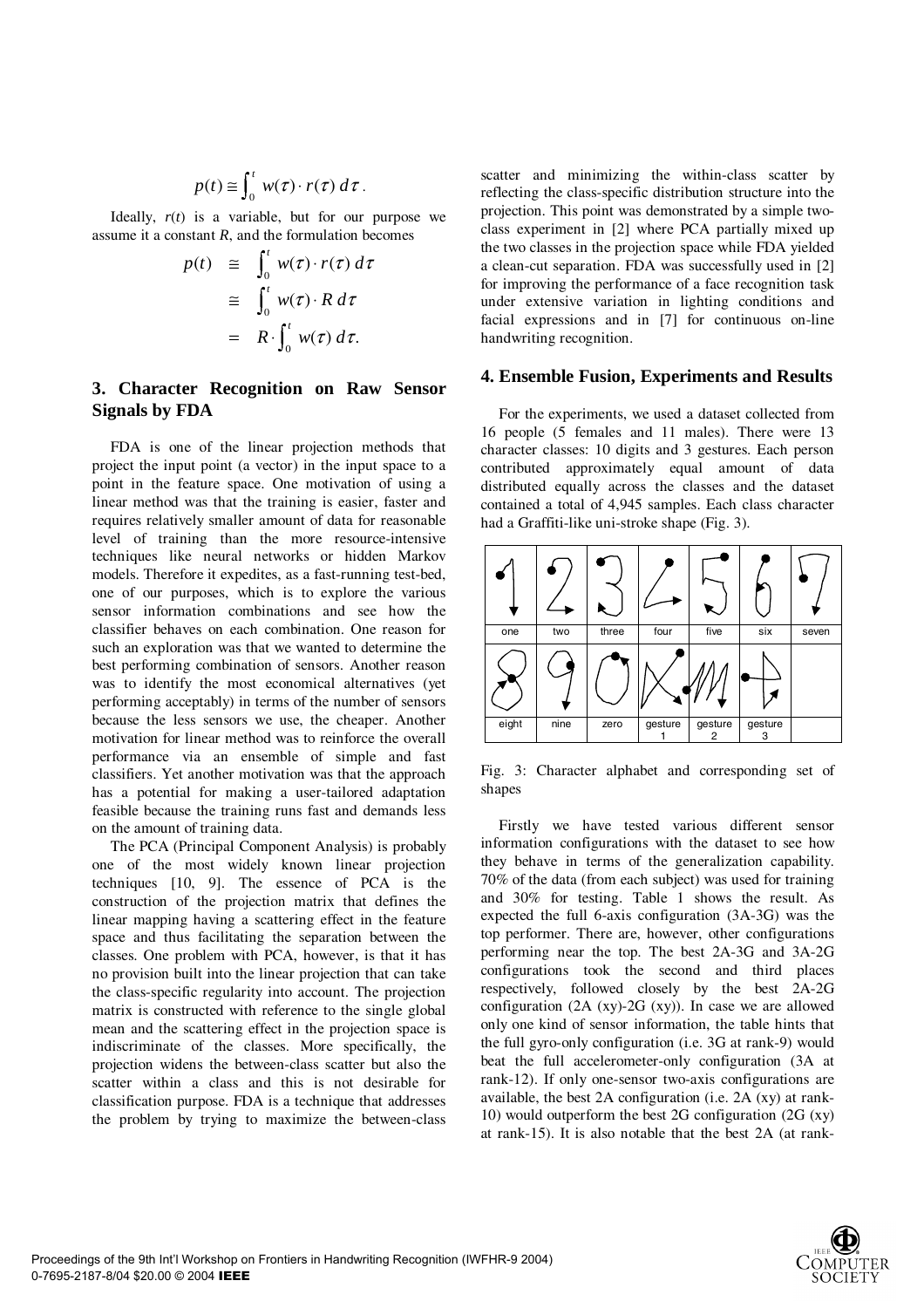$$p(t) \cong \int_0^t w(\tau) \cdot r(\tau)\, d\tau \,.$$

Ideally, $r(t)$ is a variable, but for our purpose we assume it a constant $R$, and the formulation becomes

$$\begin{aligned} p(t) &\cong \int_0^t w(\tau) \cdot r(\tau)\, d\tau \\ &\cong \int_0^t w(\tau) \cdot R\, d\tau \\ &= R \cdot \int_0^t w(\tau)\, d\tau. \end{aligned}$$

## 3. Character Recognition on Raw Sensor Signals by FDA

FDA is one of the linear projection methods that project the input point (a vector) in the input space to a point in the feature space. One motivation of using a linear method was that the training is easier, faster and requires relatively smaller amount of data for reasonable level of training than the more resource-intensive techniques like neural networks or hidden Markov models. Therefore it expedites, as a fast-running test-bed, one of our purposes, which is to explore the various sensor information combinations and see how the classifier behaves on each combination. One reason for such an exploration was that we wanted to determine the best performing combination of sensors. Another reason was to identify the most economical alternatives (yet performing acceptably) in terms of the number of sensors because the less sensors we use, the cheaper. Another motivation for linear method was to reinforce the overall performance via an ensemble of simple and fast classifiers. Yet another motivation was that the approach has a potential for making a user-tailored adaptation feasible because the training runs fast and demands less on the amount of training data.

The PCA (Principal Component Analysis) is probably one of the most widely known linear projection techniques [10, 9]. The essence of PCA is the construction of the projection matrix that defines the linear mapping having a scattering effect in the feature space and thus facilitating the separation between the classes. One problem with PCA, however, is that it has no provision built into the linear projection that can take the class-specific regularity into account. The projection matrix is constructed with reference to the single global mean and the scattering effect in the projection space is indiscriminate of the classes. More specifically, the projection widens the between-class scatter but also the scatter within a class and this is not desirable for classification purpose. FDA is a technique that addresses the problem by trying to maximize the between-class scatter and minimizing the within-class scatter by reflecting the class-specific distribution structure into the projection. This point was demonstrated by a simple two-class experiment in [2] where PCA partially mixed up the two classes in the projection space while FDA yielded a clean-cut separation. FDA was successfully used in [2] for improving the performance of a face recognition task under extensive variation in lighting conditions and facial expressions and in [7] for continuous on-line handwriting recognition.

## 4. Ensemble Fusion, Experiments and Results

For the experiments, we used a dataset collected from 16 people (5 females and 11 males). There were 13 character classes: 10 digits and 3 gestures. Each person contributed approximately equal amount of data distributed equally across the classes and the dataset contained a total of 4,945 samples. Each class character had a Graffiti-like uni-stroke shape (Fig. 3).

| one | two | three | four | five | six | seven |
|---|---|---|---|---|---|---|
| eight | nine | zero | gesture 1 | gesture 2 | gesture 3 | |

Fig. 3: Character alphabet and corresponding set of shapes

Firstly we have tested various different sensor information configurations with the dataset to see how they behave in terms of the generalization capability. 70% of the data (from each subject) was used for training and 30% for testing. Table 1 shows the result. As expected the full 6-axis configuration (3A-3G) was the top performer. There are, however, other configurations performing near the top. The best 2A-3G and 3A-2G configurations took the second and third places respectively, followed closely by the best 2A-2G configuration (2A (xy)-2G (xy)). In case we are allowed only one kind of sensor information, the table hints that the full gyro-only configuration (i.e. 3G at rank-9) would beat the full accelerometer-only configuration (3A at rank-12). If only one-sensor two-axis configurations are available, the best 2A configuration (i.e. 2A (xy) at rank-10) would outperform the best 2G configuration (2G (xy) at rank-15). It is also notable that the best 2A (at rank-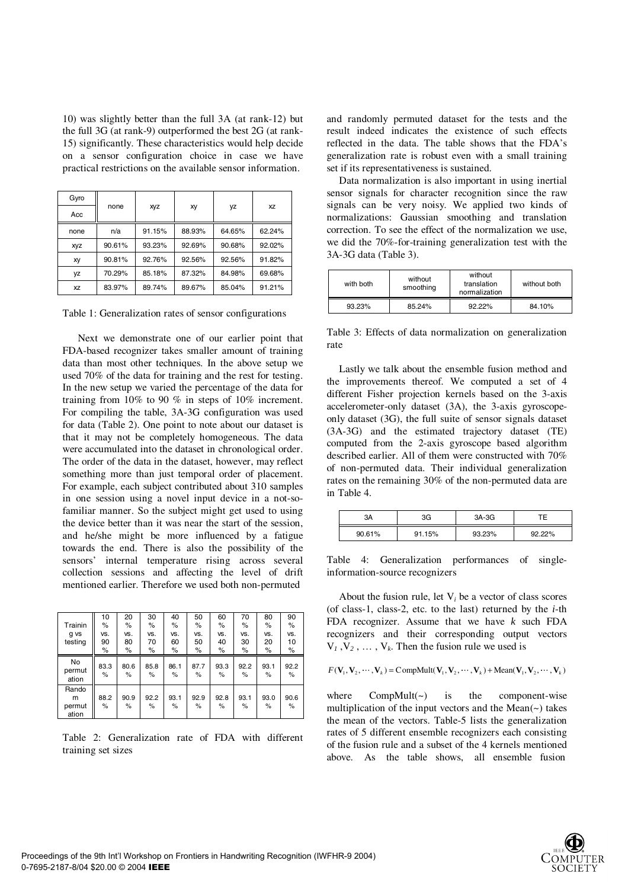10) was slightly better than the full 3A (at rank-12) but the full 3G (at rank-9) outperformed the best 2G (at rank-15) significantly. These characteristics would help decide on a sensor configuration choice in case we have practical restrictions on the available sensor information.

| Gyro / Acc | none | xyz | xy | yz | xz |
|---|---|---|---|---|---|
| none | n/a | 91.15% | 88.93% | 64.65% | 62.24% |
| xyz | 90.61% | 93.23% | 92.69% | 90.68% | 92.02% |
| xy | 90.81% | 92.76% | 92.56% | 92.56% | 91.82% |
| yz | 70.29% | 85.18% | 87.32% | 84.98% | 69.68% |
| xz | 83.97% | 89.74% | 89.67% | 85.04% | 91.21% |

Table 1: Generalization rates of sensor configurations

Next we demonstrate one of our earlier point that FDA-based recognizer takes smaller amount of training data than most other techniques. In the above setup we used 70% of the data for training and the rest for testing. In the new setup we varied the percentage of the data for training from 10% to 90 % in steps of 10% increment. For compiling the table, 3A-3G configuration was used for data (Table 2). One point to note about our dataset is that it may not be completely homogeneous. The data were accumulated into the dataset in chronological order. The order of the data in the dataset, however, may reflect something more than just temporal order of placement. For example, each subject contributed about 310 samples in one session using a novel input device in a not-so-familiar manner. So the subject might get used to using the device better than it was near the start of the session, and he/she might be more influenced by a fatigue towards the end. There is also the possibility of the sensors' internal temperature rising across several collection sessions and affecting the level of drift mentioned earlier. Therefore we used both non-permuted

| Training vs testing | 10% vs. 90% | 20% vs. 80% | 30% vs. 70% | 40% vs. 60% | 50% vs. 50% | 60% vs. 40% | 70% vs. 30% | 80% vs. 20% | 90% vs. 10% |
|---|---|---|---|---|---|---|---|---|---|
| No permutation | 83.3% | 80.6% | 85.8% | 86.1% | 87.7% | 93.3% | 92.2% | 93.1% | 92.2% |
| Random permutation | 88.2% | 90.9% | 92.2% | 93.1% | 92.9% | 92.8% | 93.1% | 93.0% | 90.6% |

Table 2: Generalization rate of FDA with different training set sizes

and randomly permuted dataset for the tests and the result indeed indicates the existence of such effects reflected in the data. The table shows that the FDA's generalization rate is robust even with a small training set if its representativeness is sustained.

Data normalization is also important in using inertial sensor signals for character recognition since the raw signals can be very noisy. We applied two kinds of normalizations: Gaussian smoothing and translation correction. To see the effect of the normalization we use, we did the 70%-for-training generalization test with the 3A-3G data (Table 3).

| with both | without smoothing | without translation normalization | without both |
|---|---|---|---|
| 93.23% | 85.24% | 92.22% | 84.10% |

Table 3: Effects of data normalization on generalization rate

Lastly we talk about the ensemble fusion method and the improvements thereof. We computed a set of 4 different Fisher projection kernels based on the 3-axis accelerometer-only dataset (3A), the 3-axis gyroscope-only dataset (3G), the full suite of sensor signals dataset (3A-3G) and the estimated trajectory dataset (TE) computed from the 2-axis gyroscope based algorithm described earlier. All of them were constructed with 70% of non-permuted data. Their individual generalization rates on the remaining 30% of the non-permuted data are in Table 4.

| 3A | 3G | 3A-3G | TE |
|---|---|---|---|
| 90.61% | 91.15% | 93.23% | 92.22% |

Table 4: Generalization performances of single-information-source recognizers

About the fusion rule, let $V_i$ be a vector of class scores (of class-1, class-2, etc. to the last) returned by the $i$-th FDA recognizer. Assume that we have $k$ such FDA recognizers and their corresponding output vectors $V_1, V_2, \ldots, V_k$. Then the fusion rule we used is

$$F(\mathbf{V}_1, \mathbf{V}_2, \cdots, \mathbf{V}_k) = \text{CompMult}(\mathbf{V}_1, \mathbf{V}_2, \cdots, \mathbf{V}_k) + \text{Mean}(\mathbf{V}_1, \mathbf{V}_2, \cdots, \mathbf{V}_k)$$

where CompMult(~) is the component-wise multiplication of the input vectors and the Mean(~) takes the mean of the vectors. Table-5 lists the generalization rates of 5 different ensemble recognizers each consisting of the fusion rule and a subset of the 4 kernels mentioned above. As the table shows, all ensemble fusion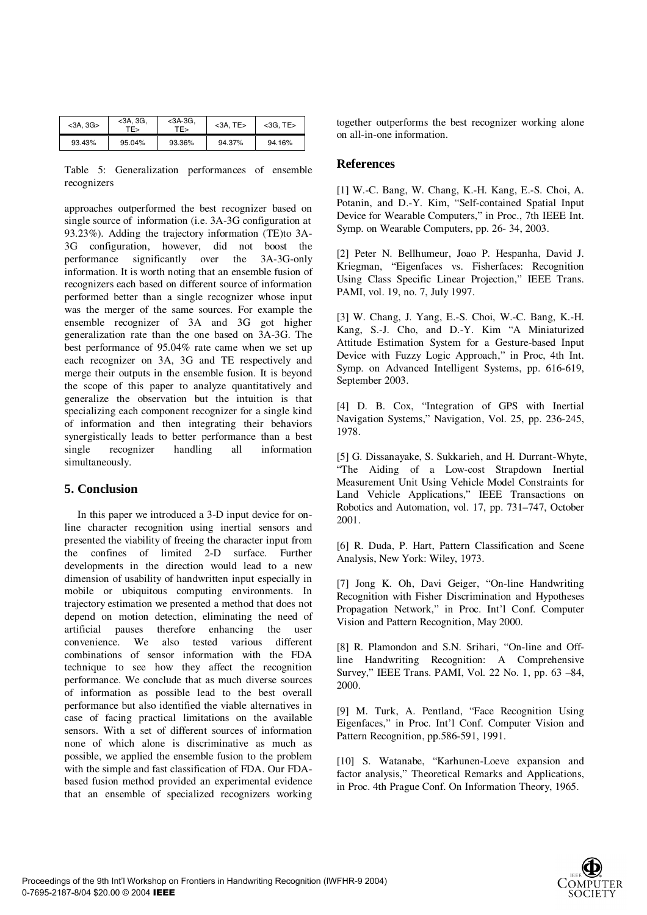| <3A, 3G> | <3A, 3G, TE> | <3A-3G, TE> | <3A, TE> | <3G, TE> |
|---|---|---|---|---|
| 93.43% | 95.04% | 93.36% | 94.37% | 94.16% |

Table 5: Generalization performances of ensemble recognizers

approaches outperformed the best recognizer based on single source of information (i.e. 3A-3G configuration at 93.23%). Adding the trajectory information (TE)to 3A-3G configuration, however, did not boost the performance significantly over the 3A-3G-only information. It is worth noting that an ensemble fusion of recognizers each based on different source of information performed better than a single recognizer whose input was the merger of the same sources. For example the ensemble recognizer of 3A and 3G got higher generalization rate than the one based on 3A-3G. The best performance of 95.04% rate came when we set up each recognizer on 3A, 3G and TE respectively and merge their outputs in the ensemble fusion. It is beyond the scope of this paper to analyze quantitatively and generalize the observation but the intuition is that specializing each component recognizer for a single kind of information and then integrating their behaviors synergistically leads to better performance than a best single recognizer handling all information simultaneously.

## 5. Conclusion

In this paper we introduced a 3-D input device for on-line character recognition using inertial sensors and presented the viability of freeing the character input from the confines of limited 2-D surface. Further developments in the direction would lead to a new dimension of usability of handwritten input especially in mobile or ubiquitous computing environments. In trajectory estimation we presented a method that does not depend on motion detection, eliminating the need of artificial pauses therefore enhancing the user convenience. We also tested various different combinations of sensor information with the FDA technique to see how they affect the recognition performance. We conclude that as much diverse sources of information as possible lead to the best overall performance but also identified the viable alternatives in case of facing practical limitations on the available sensors. With a set of different sources of information none of which alone is discriminative as much as possible, we applied the ensemble fusion to the problem with the simple and fast classification of FDA. Our FDA-based fusion method provided an experimental evidence that an ensemble of specialized recognizers working together outperforms the best recognizer working alone on all-in-one information.

## References

[1] W.-C. Bang, W. Chang, K.-H. Kang, E.-S. Choi, A. Potanin, and D.-Y. Kim, "Self-contained Spatial Input Device for Wearable Computers," in Proc., 7th IEEE Int. Symp. on Wearable Computers, pp. 26- 34, 2003.

[2] Peter N. Bellhumeur, Joao P. Hespanha, David J. Kriegman, "Eigenfaces vs. Fisherfaces: Recognition Using Class Specific Linear Projection," IEEE Trans. PAMI, vol. 19, no. 7, July 1997.

[3] W. Chang, J. Yang, E.-S. Choi, W.-C. Bang, K.-H. Kang, S.-J. Cho, and D.-Y. Kim "A Miniaturized Attitude Estimation System for a Gesture-based Input Device with Fuzzy Logic Approach," in Proc, 4th Int. Symp. on Advanced Intelligent Systems, pp. 616-619, September 2003.

[4] D. B. Cox, "Integration of GPS with Inertial Navigation Systems," Navigation, Vol. 25, pp. 236-245, 1978.

[5] G. Dissanayake, S. Sukkarieh, and H. Durrant-Whyte, "The Aiding of a Low-cost Strapdown Inertial Measurement Unit Using Vehicle Model Constraints for Land Vehicle Applications," IEEE Transactions on Robotics and Automation, vol. 17, pp. 731–747, October 2001.

[6] R. Duda, P. Hart, Pattern Classification and Scene Analysis, New York: Wiley, 1973.

[7] Jong K. Oh, Davi Geiger, "On-line Handwriting Recognition with Fisher Discrimination and Hypotheses Propagation Network," in Proc. Int'l Conf. Computer Vision and Pattern Recognition, May 2000.

[8] R. Plamondon and S.N. Srihari, "On-line and Off-line Handwriting Recognition: A Comprehensive Survey," IEEE Trans. PAMI, Vol. 22 No. 1, pp. 63 –84, 2000.

[9] M. Turk, A. Pentland, "Face Recognition Using Eigenfaces," in Proc. Int'l Conf. Computer Vision and Pattern Recognition, pp.586-591, 1991.

[10] S. Watanabe, "Karhunen-Loeve expansion and factor analysis," Theoretical Remarks and Applications, in Proc. 4th Prague Conf. On Information Theory, 1965.